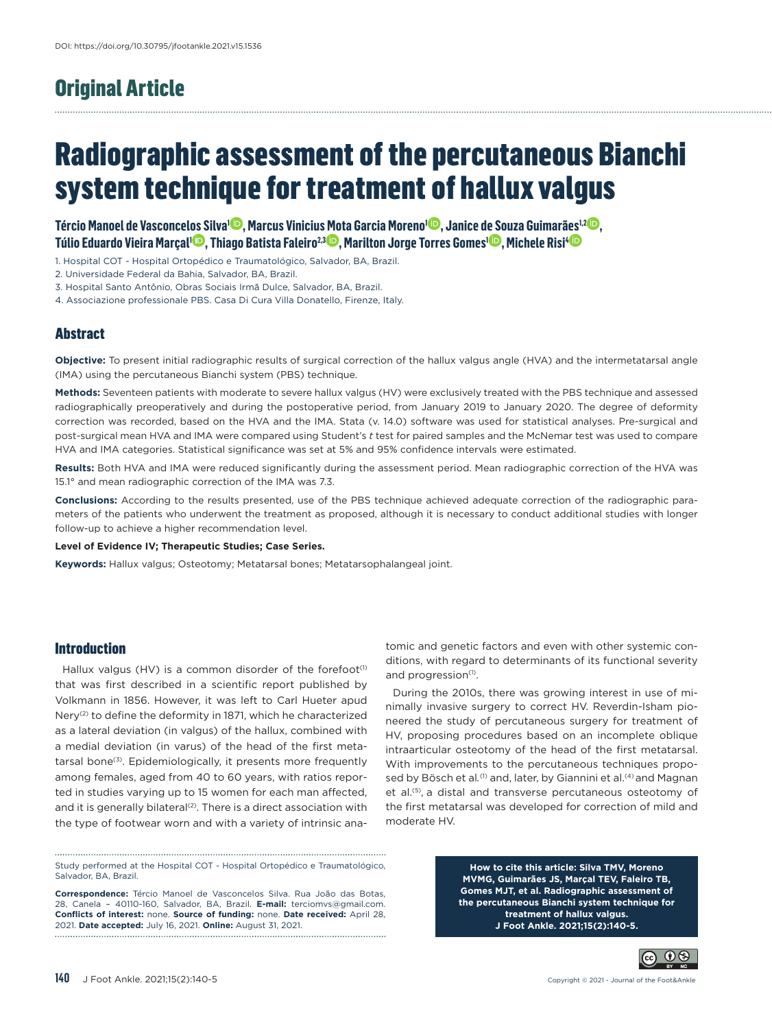DOI: https://doi.org/10.30795/jfootankle.2021.v15.1536

## Original Article

# Radiographic assessment of the percutaneous Bianchi system technique for treatment of hallux valgus

**Tércio Manoel de Vasconcelos Silva[1], Marcus Vinicius Mota Garcia Moreno[1], Janice de Souza Guimarães[1,2], Túlio Eduardo Vieira Marçal[1], Thiago Batista Faleiro[2,3], Marilton Jorge Torres Gomes[1], Michele Risi[4]**

1. Hospital COT - Hospital Ortopédico e Traumatológico, Salvador, BA, Brazil.
2. Universidade Federal da Bahia, Salvador, BA, Brazil.
3. Hospital Santo Antônio, Obras Sociais Irmã Dulce, Salvador, BA, Brazil.
4. Associazione professionale PBS. Casa Di Cura Villa Donatello, Firenze, Italy.

## Abstract

**Objective:** To present initial radiographic results of surgical correction of the hallux valgus angle (HVA) and the intermetatarsal angle (IMA) using the percutaneous Bianchi system (PBS) technique.

**Methods:** Seventeen patients with moderate to severe hallux valgus (HV) were exclusively treated with the PBS technique and assessed radiographically preoperatively and during the postoperative period, from January 2019 to January 2020. The degree of deformity correction was recorded, based on the HVA and the IMA. Stata (v. 14.0) software was used for statistical analyses. Pre-surgical and post-surgical mean HVA and IMA were compared using Student's *t* test for paired samples and the McNemar test was used to compare HVA and IMA categories. Statistical significance was set at 5% and 95% confidence intervals were estimated.

**Results:** Both HVA and IMA were reduced significantly during the assessment period. Mean radiographic correction of the HVA was 15.1° and mean radiographic correction of the IMA was 7.3.

**Conclusions:** According to the results presented, use of the PBS technique achieved adequate correction of the radiographic parameters of the patients who underwent the treatment as proposed, although it is necessary to conduct additional studies with longer follow-up to achieve a higher recommendation level.

**Level of Evidence IV; Therapeutic Studies; Case Series.**

**Keywords:** Hallux valgus; Osteotomy; Metatarsal bones; Metatarsophalangeal joint.

## Introduction

Hallux valgus (HV) is a common disorder of the forefoot[1] that was first described in a scientific report published by Volkmann in 1856. However, it was left to Carl Hueter apud Nery[2] to define the deformity in 1871, which he characterized as a lateral deviation (in valgus) of the hallux, combined with a medial deviation (in varus) of the head of the first metatarsal bone[3]. Epidemiologically, it presents more frequently among females, aged from 40 to 60 years, with ratios reported in studies varying up to 15 women for each man affected, and it is generally bilateral[2]. There is a direct association with the type of footwear worn and with a variety of intrinsic anatomic and genetic factors and even with other systemic conditions, with regard to determinants of its functional severity and progression[1].

During the 2010s, there was growing interest in use of minimally invasive surgery to correct HV. Reverdin-Isham pioneered the study of percutaneous surgery for treatment of HV, proposing procedures based on an incomplete oblique intraarticular osteotomy of the head of the first metatarsal. With improvements to the percutaneous techniques proposed by Bösch et al.[1] and, later, by Giannini et al.[4] and Magnan et al.[5], a distal and transverse percutaneous osteotomy of the first metatarsal was developed for correction of mild and moderate HV.

Study performed at the Hospital COT - Hospital Ortopédico e Traumatológico, Salvador, BA, Brazil.

**Correspondence:** Tércio Manoel de Vasconcelos Silva. Rua João das Botas, 28, Canela – 40110-160, Salvador, BA, Brazil. **E-mail:** terciomvs@gmail.com. **Conflicts of interest:** none. **Source of funding:** none. **Date received:** April 28, 2021. **Date accepted:** July 16, 2021. **Online:** August 31, 2021.

**How to cite this article: Silva TMV, Moreno MVMG, Guimarães JS, Marçal TEV, Faleiro TB, Gomes MJT, et al. Radiographic assessment of the percutaneous Bianchi system technique for treatment of hallux valgus. J Foot Ankle. 2021;15(2):140-5.**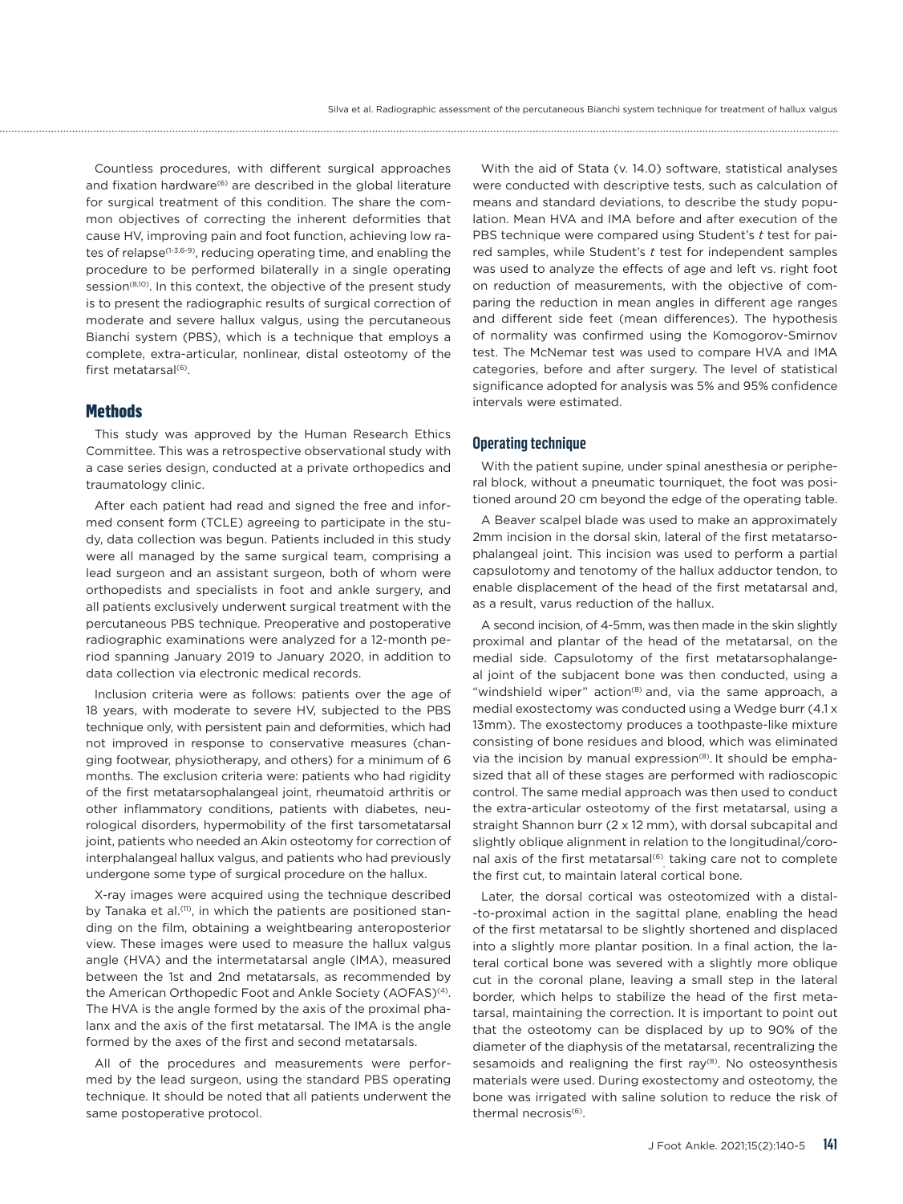Countless procedures, with different surgical approaches and fixation hardware[6] are described in the global literature for surgical treatment of this condition. The share the common objectives of correcting the inherent deformities that cause HV, improving pain and foot function, achieving low rates of relapse[1-3,6-9], reducing operating time, and enabling the procedure to be performed bilaterally in a single operating session[8,10]. In this context, the objective of the present study is to present the radiographic results of surgical correction of moderate and severe hallux valgus, using the percutaneous Bianchi system (PBS), which is a technique that employs a complete, extra-articular, nonlinear, distal osteotomy of the first metatarsal[6].

## Methods

This study was approved by the Human Research Ethics Committee. This was a retrospective observational study with a case series design, conducted at a private orthopedics and traumatology clinic.

After each patient had read and signed the free and informed consent form (TCLE) agreeing to participate in the study, data collection was begun. Patients included in this study were all managed by the same surgical team, comprising a lead surgeon and an assistant surgeon, both of whom were orthopedists and specialists in foot and ankle surgery, and all patients exclusively underwent surgical treatment with the percutaneous PBS technique. Preoperative and postoperative radiographic examinations were analyzed for a 12-month period spanning January 2019 to January 2020, in addition to data collection via electronic medical records.

Inclusion criteria were as follows: patients over the age of 18 years, with moderate to severe HV, subjected to the PBS technique only, with persistent pain and deformities, which had not improved in response to conservative measures (changing footwear, physiotherapy, and others) for a minimum of 6 months. The exclusion criteria were: patients who had rigidity of the first metatarsophalangeal joint, rheumatoid arthritis or other inflammatory conditions, patients with diabetes, neurological disorders, hypermobility of the first tarsometatarsal joint, patients who needed an Akin osteotomy for correction of interphalangeal hallux valgus, and patients who had previously undergone some type of surgical procedure on the hallux.

X-ray images were acquired using the technique described by Tanaka et al.[11], in which the patients are positioned standing on the film, obtaining a weightbearing anteroposterior view. These images were used to measure the hallux valgus angle (HVA) and the intermetatarsal angle (IMA), measured between the 1st and 2nd metatarsals, as recommended by the American Orthopedic Foot and Ankle Society (AOFAS)[4]. The HVA is the angle formed by the axis of the proximal phalanx and the axis of the first metatarsal. The IMA is the angle formed by the axes of the first and second metatarsals.

All of the procedures and measurements were performed by the lead surgeon, using the standard PBS operating technique. It should be noted that all patients underwent the same postoperative protocol.

With the aid of Stata (v. 14.0) software, statistical analyses were conducted with descriptive tests, such as calculation of means and standard deviations, to describe the study population. Mean HVA and IMA before and after execution of the PBS technique were compared using Student's *t* test for paired samples, while Student's *t* test for independent samples was used to analyze the effects of age and left vs. right foot on reduction of measurements, with the objective of comparing the reduction in mean angles in different age ranges and different side feet (mean differences). The hypothesis of normality was confirmed using the Komogorov-Smirnov test. The McNemar test was used to compare HVA and IMA categories, before and after surgery. The level of statistical significance adopted for analysis was 5% and 95% confidence intervals were estimated.

### Operating technique

With the patient supine, under spinal anesthesia or peripheral block, without a pneumatic tourniquet, the foot was positioned around 20 cm beyond the edge of the operating table.

A Beaver scalpel blade was used to make an approximately 2mm incision in the dorsal skin, lateral of the first metatarsophalangeal joint. This incision was used to perform a partial capsulotomy and tenotomy of the hallux adductor tendon, to enable displacement of the head of the first metatarsal and, as a result, varus reduction of the hallux.

A second incision, of 4-5mm, was then made in the skin slightly proximal and plantar of the head of the metatarsal, on the medial side. Capsulotomy of the first metatarsophalangeal joint of the subjacent bone was then conducted, using a "windshield wiper" action[8] and, via the same approach, a medial exostectomy was conducted using a Wedge burr (4.1 x 13mm). The exostectomy produces a toothpaste-like mixture consisting of bone residues and blood, which was eliminated via the incision by manual expression[8]. It should be emphasized that all of these stages are performed with radioscopic control. The same medial approach was then used to conduct the extra-articular osteotomy of the first metatarsal, using a straight Shannon burr (2 x 12 mm), with dorsal subcapital and slightly oblique alignment in relation to the longitudinal/coronal axis of the first metatarsal[6], taking care not to complete the first cut, to maintain lateral cortical bone.

Later, the dorsal cortical was osteotomized with a distal-to-proximal action in the sagittal plane, enabling the head of the first metatarsal to be slightly shortened and displaced into a slightly more plantar position. In a final action, the lateral cortical bone was severed with a slightly more oblique cut in the coronal plane, leaving a small step in the lateral border, which helps to stabilize the head of the first metatarsal, maintaining the correction. It is important to point out that the osteotomy can be displaced by up to 90% of the diameter of the diaphysis of the metatarsal, recentralizing the sesamoids and realigning the first ray[8]. No osteosynthesis materials were used. During exostectomy and osteotomy, the bone was irrigated with saline solution to reduce the risk of thermal necrosis[6].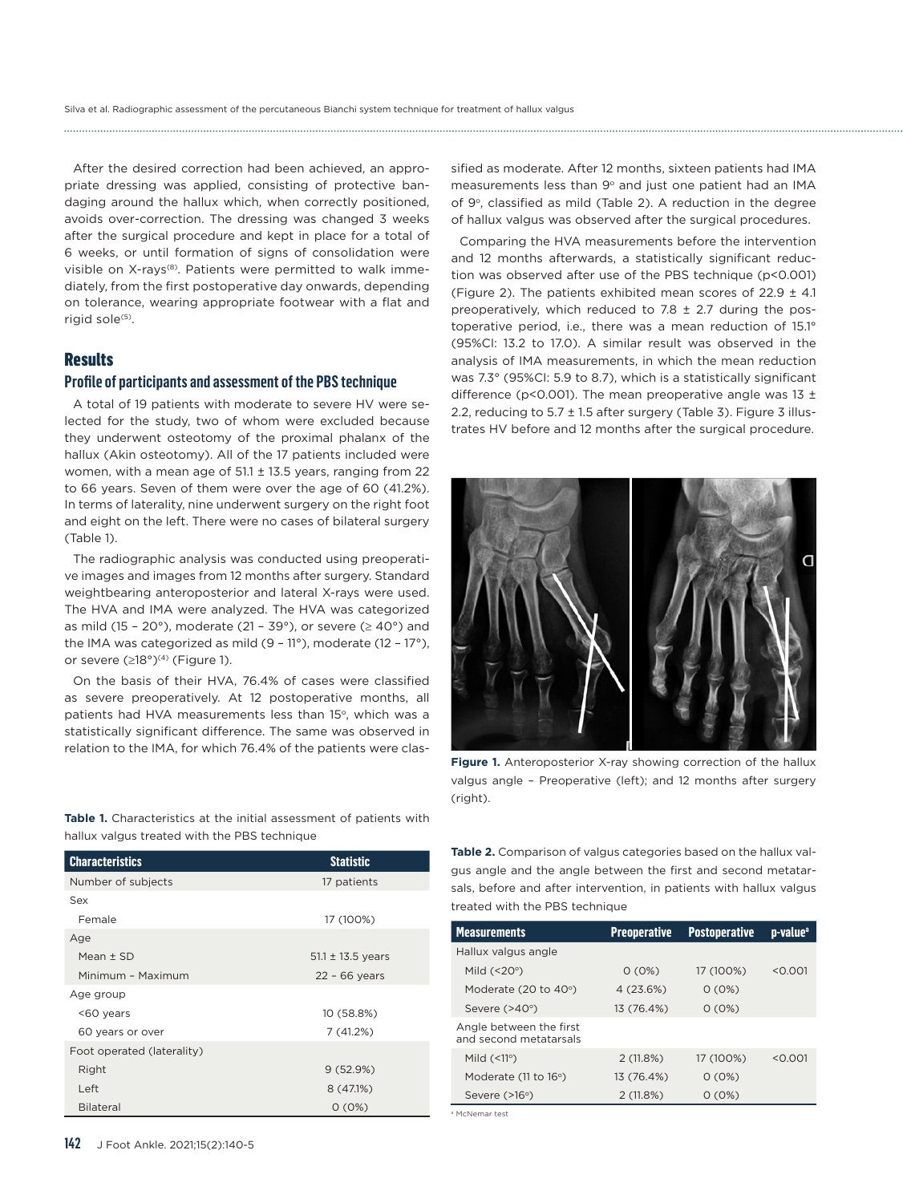After the desired correction had been achieved, an appropriate dressing was applied, consisting of protective bandaging around the hallux which, when correctly positioned, avoids over-correction. The dressing was changed 3 weeks after the surgical procedure and kept in place for a total of 6 weeks, or until formation of signs of consolidation were visible on X-rays[8]. Patients were permitted to walk immediately, from the first postoperative day onwards, depending on tolerance, wearing appropriate footwear with a flat and rigid sole[5].

## Results

### Profile of participants and assessment of the PBS technique

A total of 19 patients with moderate to severe HV were selected for the study, two of whom were excluded because they underwent osteotomy of the proximal phalanx of the hallux (Akin osteotomy). All of the 17 patients included were women, with a mean age of 51.1 ± 13.5 years, ranging from 22 to 66 years. Seven of them were over the age of 60 (41.2%). In terms of laterality, nine underwent surgery on the right foot and eight on the left. There were no cases of bilateral surgery (Table 1).

The radiographic analysis was conducted using preoperative images and images from 12 months after surgery. Standard weightbearing anteroposterior and lateral X-rays were used. The HVA and IMA were analyzed. The HVA was categorized as mild (15 – 20°), moderate (21 – 39°), or severe (≥ 40°) and the IMA was categorized as mild (9 – 11°), moderate (12 – 17°), or severe (≥18°)[4] (Figure 1).

On the basis of their HVA, 76.4% of cases were classified as severe preoperatively. At 12 postoperative months, all patients had HVA measurements less than 15°, which was a statistically significant difference. The same was observed in relation to the IMA, for which 76.4% of the patients were classified as moderate. After 12 months, sixteen patients had IMA measurements less than 9° and just one patient had an IMA of 9°, classified as mild (Table 2). A reduction in the degree of hallux valgus was observed after the surgical procedures.

Comparing the HVA measurements before the intervention and 12 months afterwards, a statistically significant reduction was observed after use of the PBS technique ($p<0.001$) (Figure 2). The patients exhibited mean scores of 22.9 ± 4.1 preoperatively, which reduced to 7.8 ± 2.7 during the postoperative period, i.e., there was a mean reduction of 15.1° (95%CI: 13.2 to 17.0). A similar result was observed in the analysis of IMA measurements, in which the mean reduction was 7.3° (95%CI: 5.9 to 8.7), which is a statistically significant difference ($p<0.001$). The mean preoperative angle was 13 ± 2.2, reducing to 5.7 ± 1.5 after surgery (Table 3). Figure 3 illustrates HV before and 12 months after the surgical procedure.

**Figure 1.** Anteroposterior X-ray showing correction of the hallux valgus angle – Preoperative (left); and 12 months after surgery (right).

**Table 1.** Characteristics at the initial assessment of patients with hallux valgus treated with the PBS technique

| Characteristics | Statistic |
|---|---|
| Number of subjects | 17 patients |
| Sex | |
| Female | 17 (100%) |
| Age | |
| Mean ± SD | 51.1 ± 13.5 years |
| Minimum – Maximum | 22 – 66 years |
| Age group | |
| <60 years | 10 (58.8%) |
| 60 years or over | 7 (41.2%) |
| Foot operated (laterality) | |
| Right | 9 (52.9%) |
| Left | 8 (47.1%) |
| Bilateral | 0 (0%) |

**Table 2.** Comparison of valgus categories based on the hallux valgus angle and the angle between the first and second metatarsals, before and after intervention, in patients with hallux valgus treated with the PBS technique

| Measurements | Preoperative | Postoperative | p-value[a] |
|---|---|---|---|
| Hallux valgus angle | | | |
| Mild (<20°) | 0 (0%) | 17 (100%) | <0.001 |
| Moderate (20 to 40°) | 4 (23.6%) | 0 (0%) | |
| Severe (>40°) | 13 (76.4%) | 0 (0%) | |
| Angle between the first and second metatarsals | | | |
| Mild (<11°) | 2 (11.8%) | 17 (100%) | <0.001 |
| Moderate (11 to 16°) | 13 (76.4%) | 0 (0%) | |
| Severe (>16°) | 2 (11.8%) | 0 (0%) | |

[a] McNemar test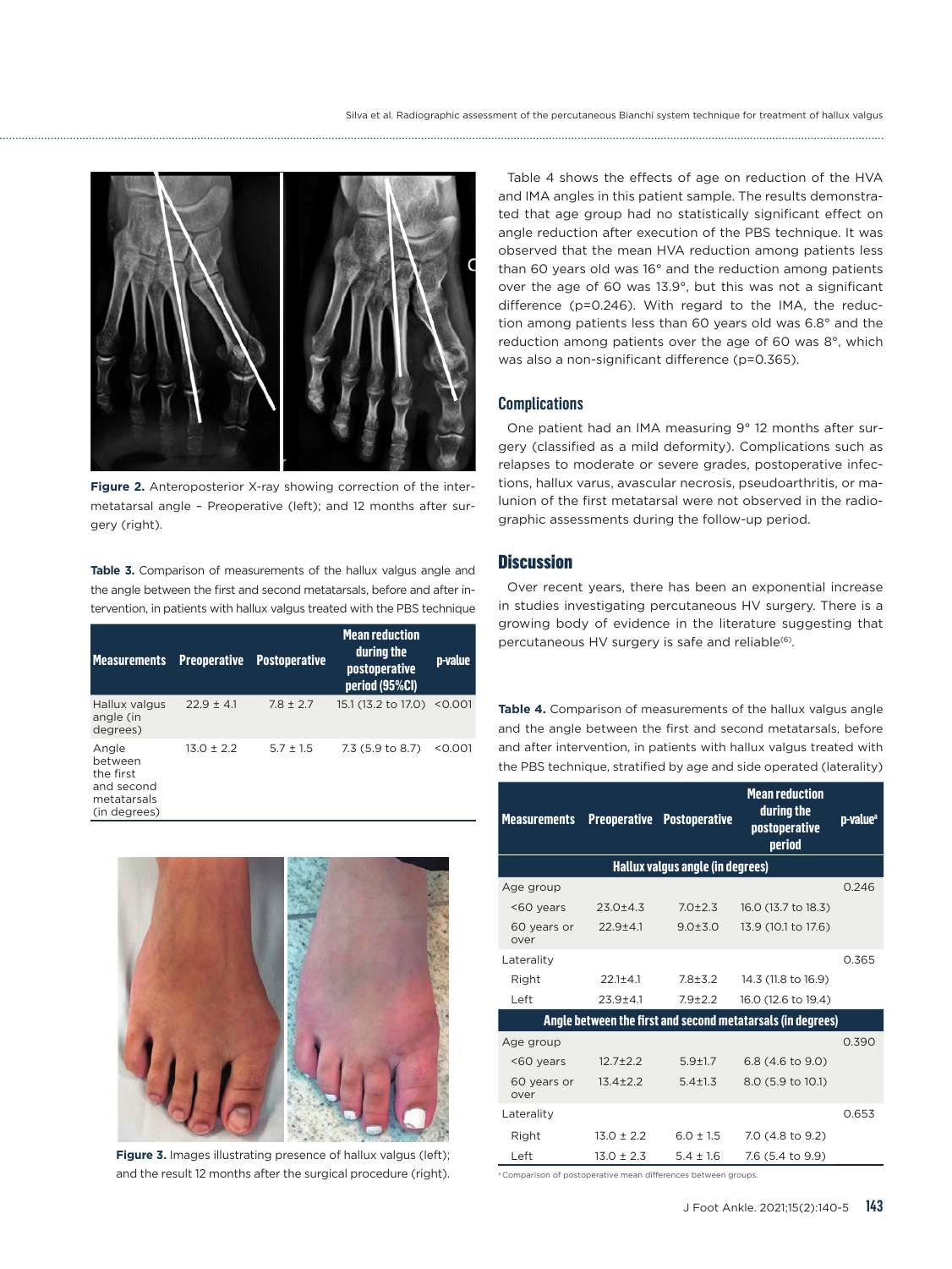Figure 2. Anteroposterior X-ray showing correction of the intermetatarsal angle – Preoperative (left); and 12 months after surgery (right).

**Table 3.** Comparison of measurements of the hallux valgus angle and the angle between the first and second metatarsals, before and after intervention, in patients with hallux valgus treated with the PBS technique

| Measurements | Preoperative | Postoperative | Mean reduction during the postoperative period (95%CI) | p-value |
|---|---|---|---|---|
| Hallux valgus angle (in degrees) | 22.9 ± 4.1 | 7.8 ± 2.7 | 15.1 (13.2 to 17.0) | <0.001 |
| Angle between the first and second metatarsals (in degrees) | 13.0 ± 2.2 | 5.7 ± 1.5 | 7.3 (5.9 to 8.7) | <0.001 |

Figure 3. Images illustrating presence of hallux valgus (left); and the result 12 months after the surgical procedure (right).

Table 4 shows the effects of age on reduction of the HVA and IMA angles in this patient sample. The results demonstrated that age group had no statistically significant effect on angle reduction after execution of the PBS technique. It was observed that the mean HVA reduction among patients less than 60 years old was 16° and the reduction among patients over the age of 60 was 13.9°, but this was not a significant difference (p=0.246). With regard to the IMA, the reduction among patients less than 60 years old was 6.8° and the reduction among patients over the age of 60 was 8°, which was also a non-significant difference (p=0.365).

### Complications

One patient had an IMA measuring 9° 12 months after surgery (classified as a mild deformity). Complications such as relapses to moderate or severe grades, postoperative infections, hallux varus, avascular necrosis, pseudoarthritis, or malunion of the first metatarsal were not observed in the radiographic assessments during the follow-up period.

## Discussion

Over recent years, there has been an exponential increase in studies investigating percutaneous HV surgery. There is a growing body of evidence in the literature suggesting that percutaneous HV surgery is safe and reliable[(6)].

**Table 4.** Comparison of measurements of the hallux valgus angle and the angle between the first and second metatarsals, before and after intervention, in patients with hallux valgus treated with the PBS technique, stratified by age and side operated (laterality)

| Measurements | Preoperative | Postoperative | Mean reduction during the postoperative period | p-value[a] |
|---|---|---|---|---|
| **Hallux valgus angle (in degrees)** | | | | |
| Age group | | | | 0.246 |
| <60 years | 23.0±4.3 | 7.0±2.3 | 16.0 (13.7 to 18.3) | |
| 60 years or over | 22.9±4.1 | 9.0±3.0 | 13.9 (10.1 to 17.6) | |
| Laterality | | | | 0.365 |
| Right | 22.1±4.1 | 7.8±3.2 | 14.3 (11.8 to 16.9) | |
| Left | 23.9±4.1 | 7.9±2.2 | 16.0 (12.6 to 19.4) | |
| **Angle between the first and second metatarsals (in degrees)** | | | | |
| Age group | | | | 0.390 |
| <60 years | 12.7±2.2 | 5.9±1.7 | 6.8 (4.6 to 9.0) | |
| 60 years or over | 13.4±2.2 | 5.4±1.3 | 8.0 (5.9 to 10.1) | |
| Laterality | | | | 0.653 |
| Right | 13.0 ± 2.2 | 6.0 ± 1.5 | 7.0 (4.8 to 9.2) | |
| Left | 13.0 ± 2.3 | 5.4 ± 1.6 | 7.6 (5.4 to 9.9) | |

[a] Comparison of postoperative mean differences between groups.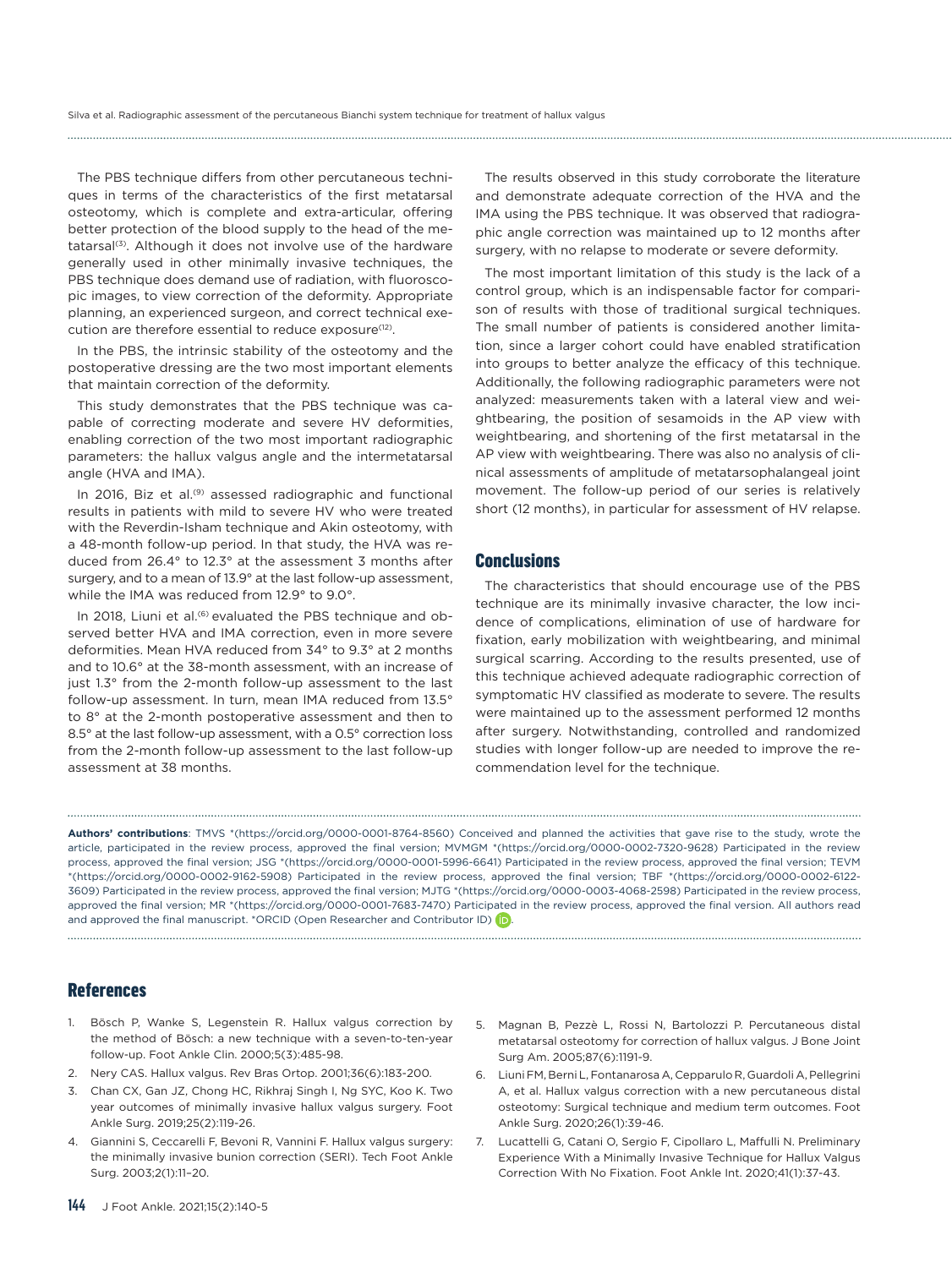The PBS technique differs from other percutaneous techniques in terms of the characteristics of the first metatarsal osteotomy, which is complete and extra-articular, offering better protection of the blood supply to the head of the metatarsal[3]. Although it does not involve use of the hardware generally used in other minimally invasive techniques, the PBS technique does demand use of radiation, with fluoroscopic images, to view correction of the deformity. Appropriate planning, an experienced surgeon, and correct technical execution are therefore essential to reduce exposure[12].

In the PBS, the intrinsic stability of the osteotomy and the postoperative dressing are the two most important elements that maintain correction of the deformity.

This study demonstrates that the PBS technique was capable of correcting moderate and severe HV deformities, enabling correction of the two most important radiographic parameters: the hallux valgus angle and the intermetatarsal angle (HVA and IMA).

In 2016, Biz et al.[9] assessed radiographic and functional results in patients with mild to severe HV who were treated with the Reverdin-Isham technique and Akin osteotomy, with a 48-month follow-up period. In that study, the HVA was reduced from 26.4° to 12.3° at the assessment 3 months after surgery, and to a mean of 13.9° at the last follow-up assessment, while the IMA was reduced from 12.9° to 9.0°.

In 2018, Liuni et al.[6] evaluated the PBS technique and observed better HVA and IMA correction, even in more severe deformities. Mean HVA reduced from 34° to 9.3° at 2 months and to 10.6° at the 38-month assessment, with an increase of just 1.3° from the 2-month follow-up assessment to the last follow-up assessment. In turn, mean IMA reduced from 13.5° to 8° at the 2-month postoperative assessment and then to 8.5° at the last follow-up assessment, with a 0.5° correction loss from the 2-month follow-up assessment to the last follow-up assessment at 38 months.

The results observed in this study corroborate the literature and demonstrate adequate correction of the HVA and the IMA using the PBS technique. It was observed that radiographic angle correction was maintained up to 12 months after surgery, with no relapse to moderate or severe deformity.

The most important limitation of this study is the lack of a control group, which is an indispensable factor for comparison of results with those of traditional surgical techniques. The small number of patients is considered another limitation, since a larger cohort could have enabled stratification into groups to better analyze the efficacy of this technique. Additionally, the following radiographic parameters were not analyzed: measurements taken with a lateral view and weightbearing, the position of sesamoids in the AP view with weightbearing, and shortening of the first metatarsal in the AP view with weightbearing. There was also no analysis of clinical assessments of amplitude of metatarsophalangeal joint movement. The follow-up period of our series is relatively short (12 months), in particular for assessment of HV relapse.

## Conclusions

The characteristics that should encourage use of the PBS technique are its minimally invasive character, the low incidence of complications, elimination of use of hardware for fixation, early mobilization with weightbearing, and minimal surgical scarring. According to the results presented, use of this technique achieved adequate radiographic correction of symptomatic HV classified as moderate to severe. The results were maintained up to the assessment performed 12 months after surgery. Notwithstanding, controlled and randomized studies with longer follow-up are needed to improve the recommendation level for the technique.

**Authors' contributions**: TMVS *(https://orcid.org/0000-0001-8764-8560) Conceived and planned the activities that gave rise to the study, wrote the article, participated in the review process, approved the final version; MVMGM *(https://orcid.org/0000-0002-7320-9628) Participated in the review process, approved the final version; JSG *(https://orcid.org/0000-0001-5996-6641) Participated in the review process, approved the final version; TEVM *(https://orcid.org/0000-0002-9162-5908) Participated in the review process, approved the final version; TBF *(https://orcid.org/0000-0002-6122-3609) Participated in the review process, approved the final version; MJTG *(https://orcid.org/0000-0003-4068-2598) Participated in the review process, approved the final version; MR *(https://orcid.org/0000-0001-7683-7470) Participated in the review process, approved the final version. All authors read and approved the final manuscript. *ORCID (Open Researcher and Contributor ID).

## References

1. Bösch P, Wanke S, Legenstein R. Hallux valgus correction by the method of Bösch: a new technique with a seven-to-ten-year follow-up. Foot Ankle Clin. 2000;5(3):485-98.
2. Nery CAS. Hallux valgus. Rev Bras Ortop. 2001;36(6):183-200.
3. Chan CX, Gan JZ, Chong HC, Rikhraj Singh I, Ng SYC, Koo K. Two year outcomes of minimally invasive hallux valgus surgery. Foot Ankle Surg. 2019;25(2):119-26.
4. Giannini S, Ceccarelli F, Bevoni R, Vannini F. Hallux valgus surgery: the minimally invasive bunion correction (SERI). Tech Foot Ankle Surg. 2003;2(1):11–20.
5. Magnan B, Pezzè L, Rossi N, Bartolozzi P. Percutaneous distal metatarsal osteotomy for correction of hallux valgus. J Bone Joint Surg Am. 2005;87(6):1191-9.
6. Liuni FM, Berni L, Fontanarosa A, Cepparulo R, Guardoli A, Pellegrini A, et al. Hallux valgus correction with a new percutaneous distal osteotomy: Surgical technique and medium term outcomes. Foot Ankle Surg. 2020;26(1):39-46.
7. Lucattelli G, Catani O, Sergio F, Cipollaro L, Maffulli N. Preliminary Experience With a Minimally Invasive Technique for Hallux Valgus Correction With No Fixation. Foot Ankle Int. 2020;41(1):37-43.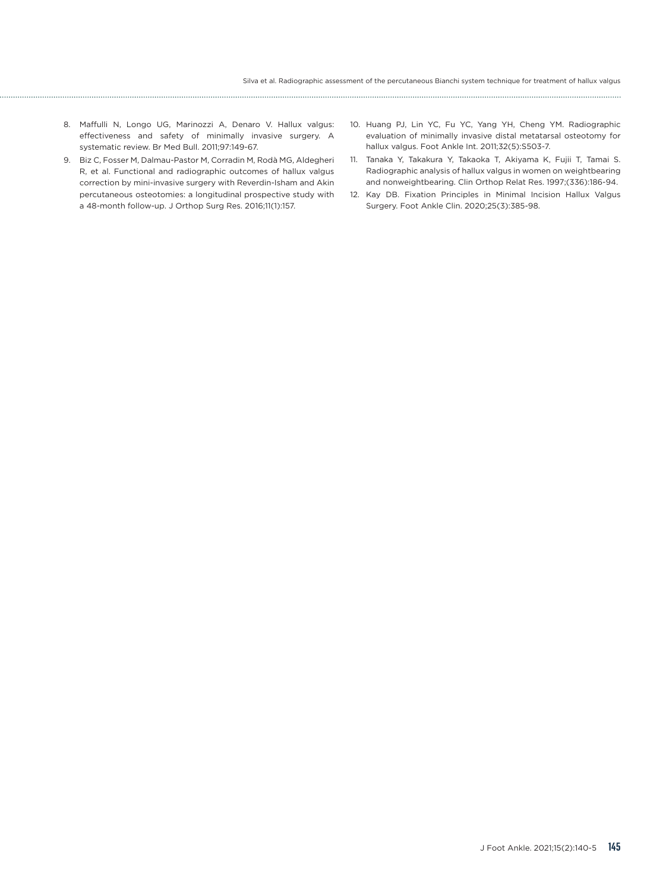8. Maffulli N, Longo UG, Marinozzi A, Denaro V. Hallux valgus: effectiveness and safety of minimally invasive surgery. A systematic review. Br Med Bull. 2011;97:149-67.
9. Biz C, Fosser M, Dalmau-Pastor M, Corradin M, Rodà MG, Aldegheri R, et al. Functional and radiographic outcomes of hallux valgus correction by mini-invasive surgery with Reverdin-Isham and Akin percutaneous osteotomies: a longitudinal prospective study with a 48-month follow-up. J Orthop Surg Res. 2016;11(1):157.
10. Huang PJ, Lin YC, Fu YC, Yang YH, Cheng YM. Radiographic evaluation of minimally invasive distal metatarsal osteotomy for hallux valgus. Foot Ankle Int. 2011;32(5):S503-7.
11. Tanaka Y, Takakura Y, Takaoka T, Akiyama K, Fujii T, Tamai S. Radiographic analysis of hallux valgus in women on weightbearing and nonweightbearing. Clin Orthop Relat Res. 1997;(336):186-94.
12. Kay DB. Fixation Principles in Minimal Incision Hallux Valgus Surgery. Foot Ankle Clin. 2020;25(3):385-98.